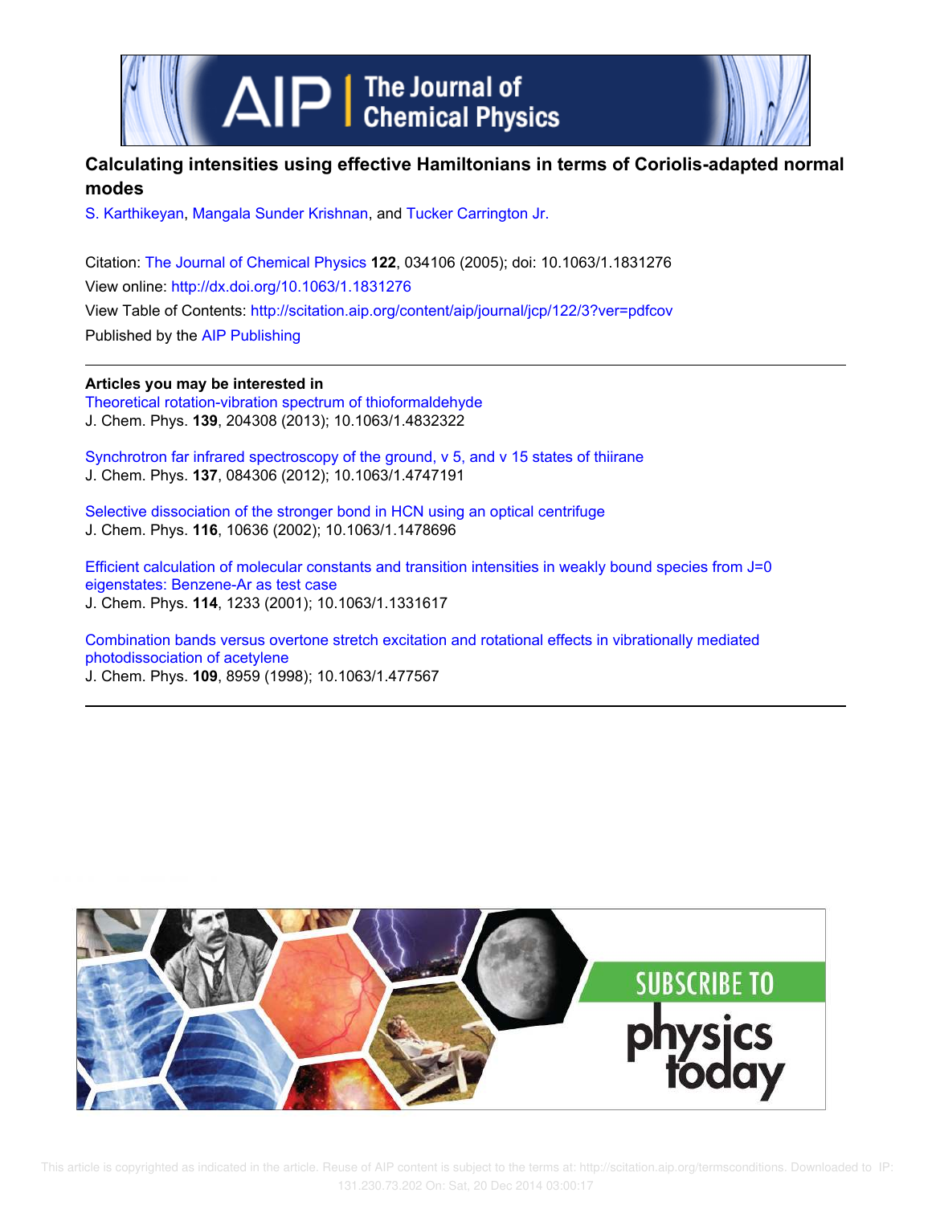# Calculating intensities using effective Hamiltonians in terms of Coriolis-adapted normal modes

S. Karthikeyan, Mangala Sunder Krishnan, and Tucker Carrington Jr.

Citation: The Journal of Chemical Physics **122**, 034106 (2005); doi: 10.1063/1.1831276

View online: http://dx.doi.org/10.1063/1.1831276

View Table of Contents: http://scitation.aip.org/content/aip/journal/jcp/122/3?ver=pdfcov

Published by the AIP Publishing

**Articles you may be interested in**

Theoretical rotation-vibration spectrum of thioformaldehyde
J. Chem. Phys. **139**, 204308 (2013); 10.1063/1.4832322

Synchrotron far infrared spectroscopy of the ground, v 5, and v 15 states of thiirane
J. Chem. Phys. **137**, 084306 (2012); 10.1063/1.4747191

Selective dissociation of the stronger bond in HCN using an optical centrifuge
J. Chem. Phys. **116**, 10636 (2002); 10.1063/1.1478696

Efficient calculation of molecular constants and transition intensities in weakly bound species from J=0 eigenstates: Benzene-Ar as test case
J. Chem. Phys. **114**, 1233 (2001); 10.1063/1.1331617

Combination bands versus overtone stretch excitation and rotational effects in vibrationally mediated photodissociation of acetylene
J. Chem. Phys. **109**, 8959 (1998); 10.1063/1.477567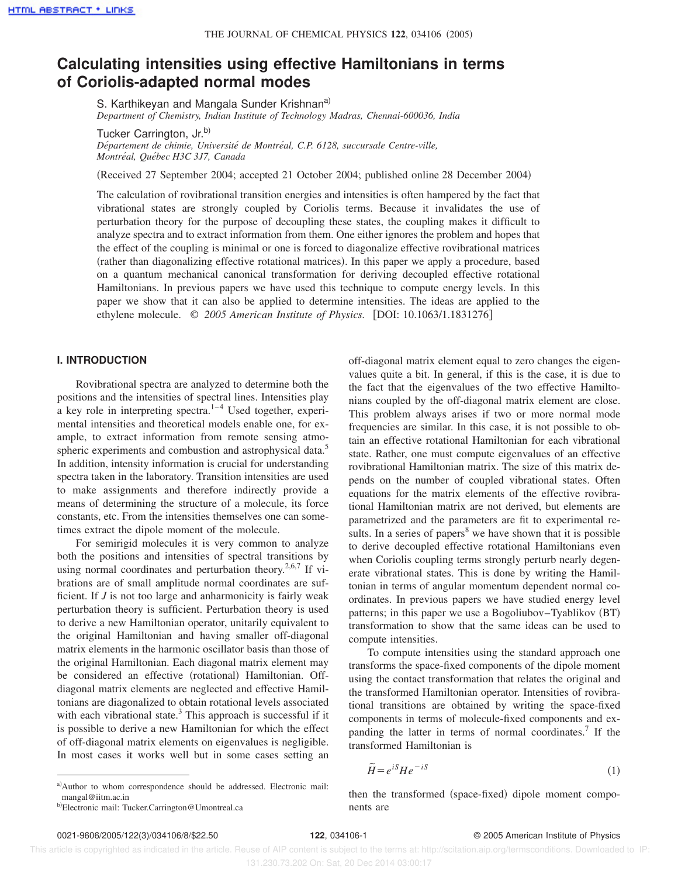# Calculating intensities using effective Hamiltonians in terms of Coriolis-adapted normal modes

S. Karthikeyan and Mangala Sunder Krishnan[a)]

*Department of Chemistry, Indian Institute of Technology Madras, Chennai-600036, India*

Tucker Carrington, Jr.[b)]

*Département de chimie, Université de Montréal, C.P. 6128, succursale Centre-ville, Montréal, Québec H3C 3J7, Canada*

(Received 27 September 2004; accepted 21 October 2004; published online 28 December 2004)

The calculation of rovibrational transition energies and intensities is often hampered by the fact that vibrational states are strongly coupled by Coriolis terms. Because it invalidates the use of perturbation theory for the purpose of decoupling these states, the coupling makes it difficult to analyze spectra and to extract information from them. One either ignores the problem and hopes that the effect of the coupling is minimal or one is forced to diagonalize effective rovibrational matrices (rather than diagonalizing effective rotational matrices). In this paper we apply a procedure, based on a quantum mechanical canonical transformation for deriving decoupled effective rotational Hamiltonians. In previous papers we have used this technique to compute energy levels. In this paper we show that it can also be applied to determine intensities. The ideas are applied to the ethylene molecule. © *2005 American Institute of Physics.* [DOI: 10.1063/1.1831276]

## I. INTRODUCTION

Rovibrational spectra are analyzed to determine both the positions and the intensities of spectral lines. Intensities play a key role in interpreting spectra.[1–4] Used together, experimental intensities and theoretical models enable one, for example, to extract information from remote sensing atmospheric experiments and combustion and astrophysical data.[5] In addition, intensity information is crucial for understanding spectra taken in the laboratory. Transition intensities are used to make assignments and therefore indirectly provide a means of determining the structure of a molecule, its force constants, etc. From the intensities themselves one can sometimes extract the dipole moment of the molecule.

For semirigid molecules it is very common to analyze both the positions and intensities of spectral transitions by using normal coordinates and perturbation theory.[2,6,7] If vibrations are of small amplitude normal coordinates are sufficient. If $J$ is not too large and anharmonicity is fairly weak perturbation theory is sufficient. Perturbation theory is used to derive a new Hamiltonian operator, unitarily equivalent to the original Hamiltonian and having smaller off-diagonal matrix elements in the harmonic oscillator basis than those of the original Hamiltonian. Each diagonal matrix element may be considered an effective (rotational) Hamiltonian. Off-diagonal matrix elements are neglected and effective Hamiltonians are diagonalized to obtain rotational levels associated with each vibrational state.[3] This approach is successful if it is possible to derive a new Hamiltonian for which the effect of off-diagonal matrix elements on eigenvalues is negligible. In most cases it works well but in some cases setting an off-diagonal matrix element equal to zero changes the eigenvalues quite a bit. In general, if this is the case, it is due to the fact that the eigenvalues of the two effective Hamiltonians coupled by the off-diagonal matrix element are close. This problem always arises if two or more normal mode frequencies are similar. In this case, it is not possible to obtain an effective rotational Hamiltonian for each vibrational state. Rather, one must compute eigenvalues of an effective rovibrational Hamiltonian matrix. The size of this matrix depends on the number of coupled vibrational states. Often equations for the matrix elements of the effective rovibrational Hamiltonian matrix are not derived, but elements are parametrized and the parameters are fit to experimental results. In a series of papers[8] we have shown that it is possible to derive decoupled effective rotational Hamiltonians even when Coriolis coupling terms strongly perturb nearly degenerate vibrational states. This is done by writing the Hamiltonian in terms of angular momentum dependent normal coordinates. In previous papers we have studied energy level patterns; in this paper we use a Bogoliubov–Tyablikov (BT) transformation to show that the same ideas can be used to compute intensities.

To compute intensities using the standard approach one transforms the space-fixed components of the dipole moment using the contact transformation that relates the original and the transformed Hamiltonian operator. Intensities of rovibrational transitions are obtained by writing the space-fixed components in terms of molecule-fixed components and expanding the latter in terms of normal coordinates.[7] If the transformed Hamiltonian is

$$\tilde{H} = e^{iS} H e^{-iS} \tag{1}$$

then the transformed (space-fixed) dipole moment components are

---

[a)]Author to whom correspondence should be addressed. Electronic mail: mangal@iitm.ac.in

[b)]Electronic mail: Tucker.Carrington@Umontreal.ca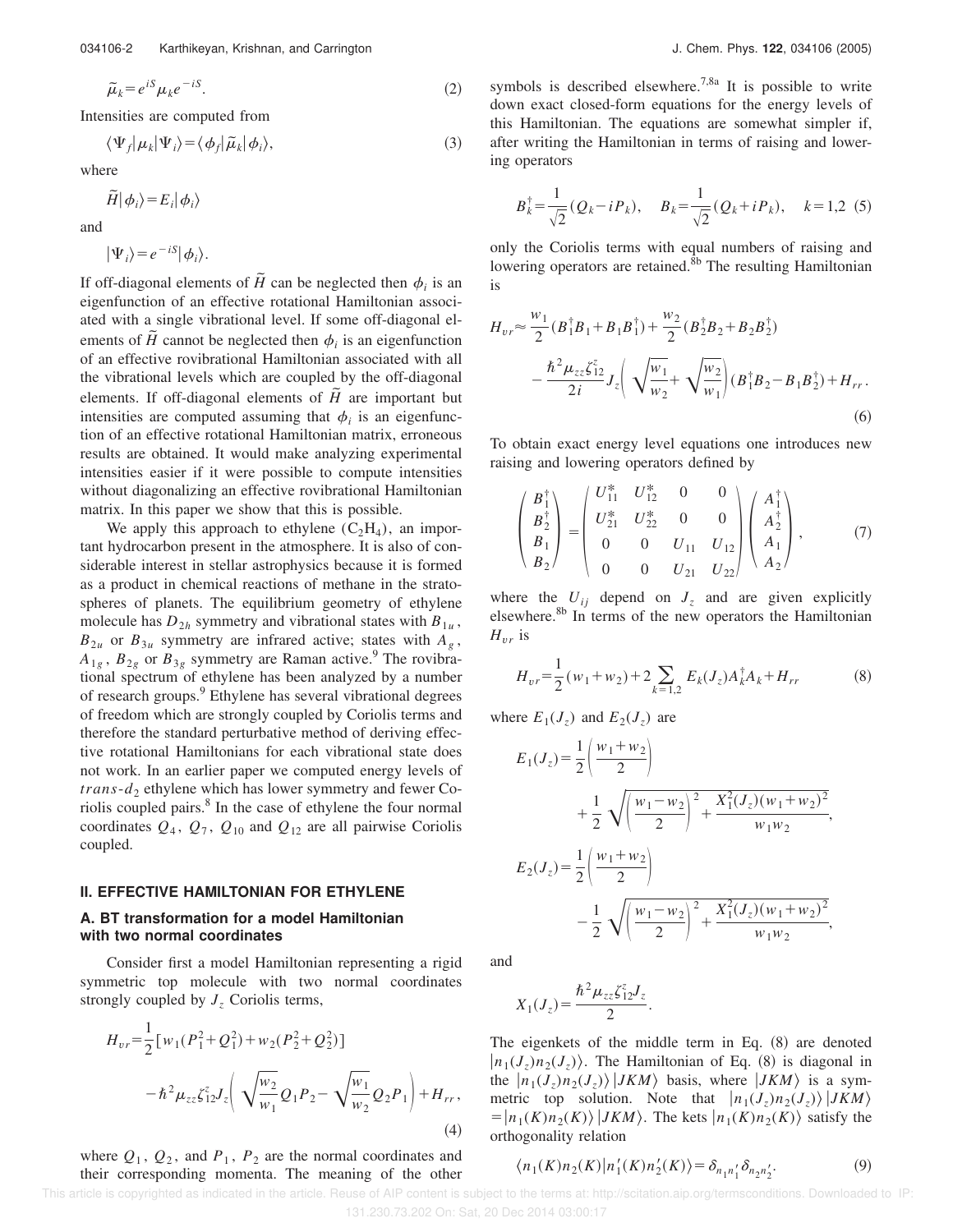$$\tilde{\mu}_k = e^{iS}\mu_k e^{-iS}. \tag{2}$$

Intensities are computed from

$$\langle \Psi_f | \mu_k | \Psi_i \rangle = \langle \phi_f | \tilde{\mu}_k | \phi_i \rangle, \tag{3}$$

where

$$\tilde{H}|\phi_i\rangle = E_i|\phi_i\rangle$$

and

$$|\Psi_i\rangle = e^{-iS}|\phi_i\rangle.$$

If off-diagonal elements of $\tilde{H}$ can be neglected then $\phi_i$ is an eigenfunction of an effective rotational Hamiltonian associated with a single vibrational level. If some off-diagonal elements of $\tilde{H}$ cannot be neglected then $\phi_i$ is an eigenfunction of an effective rovibrational Hamiltonian associated with all the vibrational levels which are coupled by the off-diagonal elements. If off-diagonal elements of $\tilde{H}$ are important but intensities are computed assuming that $\phi_i$ is an eigenfunction of an effective rotational Hamiltonian matrix, erroneous results are obtained. It would make analyzing experimental intensities easier if it were possible to compute intensities without diagonalizing an effective rovibrational Hamiltonian matrix. In this paper we show that this is possible.

We apply this approach to ethylene ($C_2H_4$), an important hydrocarbon present in the atmosphere. It is also of considerable interest in stellar astrophysics because it is formed as a product in chemical reactions of methane in the stratospheres of planets. The equilibrium geometry of ethylene molecule has $D_{2h}$ symmetry and vibrational states with $B_{1u}$, $B_{2u}$ or $B_{3u}$ symmetry are infrared active; states with $A_g$, $A_{1g}$, $B_{2g}$ or $B_{3g}$ symmetry are Raman active.[9] The rovibrational spectrum of ethylene has been analyzed by a number of research groups.[9] Ethylene has several vibrational degrees of freedom which are strongly coupled by Coriolis terms and therefore the standard perturbative method of deriving effective rotational Hamiltonians for each vibrational state does not work. In an earlier paper we computed energy levels of *trans*-$d_2$ ethylene which has lower symmetry and fewer Coriolis coupled pairs.[8] In the case of ethylene the four normal coordinates $Q_4$, $Q_7$, $Q_{10}$ and $Q_{12}$ are all pairwise Coriolis coupled.

## II. EFFECTIVE HAMILTONIAN FOR ETHYLENE

### A. BT transformation for a model Hamiltonian with two normal coordinates

Consider first a model Hamiltonian representing a rigid symmetric top molecule with two normal coordinates strongly coupled by $J_z$ Coriolis terms,

$$H_{vr} = \frac{1}{2}[w_1(P_1^2+Q_1^2) + w_2(P_2^2+Q_2^2)] - \hbar^2\mu_{zz}\zeta_{12}^z J_z\left(\sqrt{\frac{w_2}{w_1}}Q_1P_2 - \sqrt{\frac{w_1}{w_2}}Q_2P_1\right) + H_{rr}, \tag{4}$$

where $Q_1$, $Q_2$, and $P_1$, $P_2$ are the normal coordinates and their corresponding momenta. The meaning of the other symbols is described elsewhere.[7,8a] It is possible to write down exact closed-form equations for the energy levels of this Hamiltonian. The equations are somewhat simpler if, after writing the Hamiltonian in terms of raising and lowering operators

$$B_k^\dagger = \frac{1}{\sqrt{2}}(Q_k - iP_k), \quad B_k = \frac{1}{\sqrt{2}}(Q_k + iP_k), \quad k=1,2 \tag{5}$$

only the Coriolis terms with equal numbers of raising and lowering operators are retained.[8b] The resulting Hamiltonian is

$$H_{vr} \approx \frac{w_1}{2}(B_1^\dagger B_1 + B_1 B_1^\dagger) + \frac{w_2}{2}(B_2^\dagger B_2 + B_2 B_2^\dagger) - \frac{\hbar^2\mu_{zz}\zeta_{12}^z}{2i}J_z\left(\sqrt{\frac{w_1}{w_2}} + \sqrt{\frac{w_2}{w_1}}\right)(B_1^\dagger B_2 - B_1 B_2^\dagger) + H_{rr}. \tag{6}$$

To obtain exact energy level equations one introduces new raising and lowering operators defined by

$$\begin{pmatrix} B_1^\dagger \\ B_2^\dagger \\ B_1 \\ B_2 \end{pmatrix} = \begin{pmatrix} U_{11}^* & U_{12}^* & 0 & 0 \\ U_{21}^* & U_{22}^* & 0 & 0 \\ 0 & 0 & U_{11} & U_{12} \\ 0 & 0 & U_{21} & U_{22} \end{pmatrix} \begin{pmatrix} A_1^\dagger \\ A_2^\dagger \\ A_1 \\ A_2 \end{pmatrix}, \tag{7}$$

where the $U_{ij}$ depend on $J_z$ and are given explicitly elsewhere.[8b] In terms of the new operators the Hamiltonian $H_{vr}$ is

$$H_{vr} = \frac{1}{2}(w_1+w_2) + 2\sum_{k=1,2} E_k(J_z)A_k^\dagger A_k + H_{rr} \tag{8}$$

where $E_1(J_z)$ and $E_2(J_z)$ are

$$E_1(J_z) = \frac{1}{2}\left(\frac{w_1+w_2}{2}\right) + \frac{1}{2}\sqrt{\left(\frac{w_1-w_2}{2}\right)^2 + \frac{X_1^2(J_z)(w_1+w_2)^2}{w_1w_2}},$$

$$E_2(J_z) = \frac{1}{2}\left(\frac{w_1+w_2}{2}\right) - \frac{1}{2}\sqrt{\left(\frac{w_1-w_2}{2}\right)^2 + \frac{X_1^2(J_z)(w_1+w_2)^2}{w_1w_2}},$$

and

$$X_1(J_z) = \frac{\hbar^2\mu_{zz}\zeta_{12}^z J_z}{2}.$$

The eigenkets of the middle term in Eq. (8) are denoted $|n_1(J_z)n_2(J_z)\rangle$. The Hamiltonian of Eq. (8) is diagonal in the $|n_1(J_z)n_2(J_z)\rangle|JKM\rangle$ basis, where $|JKM\rangle$ is a symmetric top solution. Note that $|n_1(J_z)n_2(J_z)\rangle|JKM\rangle = |n_1(K)n_2(K)\rangle|JKM\rangle$. The kets $|n_1(K)n_2(K)\rangle$ satisfy the orthogonality relation

$$\langle n_1(K)n_2(K)|n_1'(K)n_2'(K)\rangle = \delta_{n_1n_1'}\delta_{n_2n_2'}. \tag{9}$$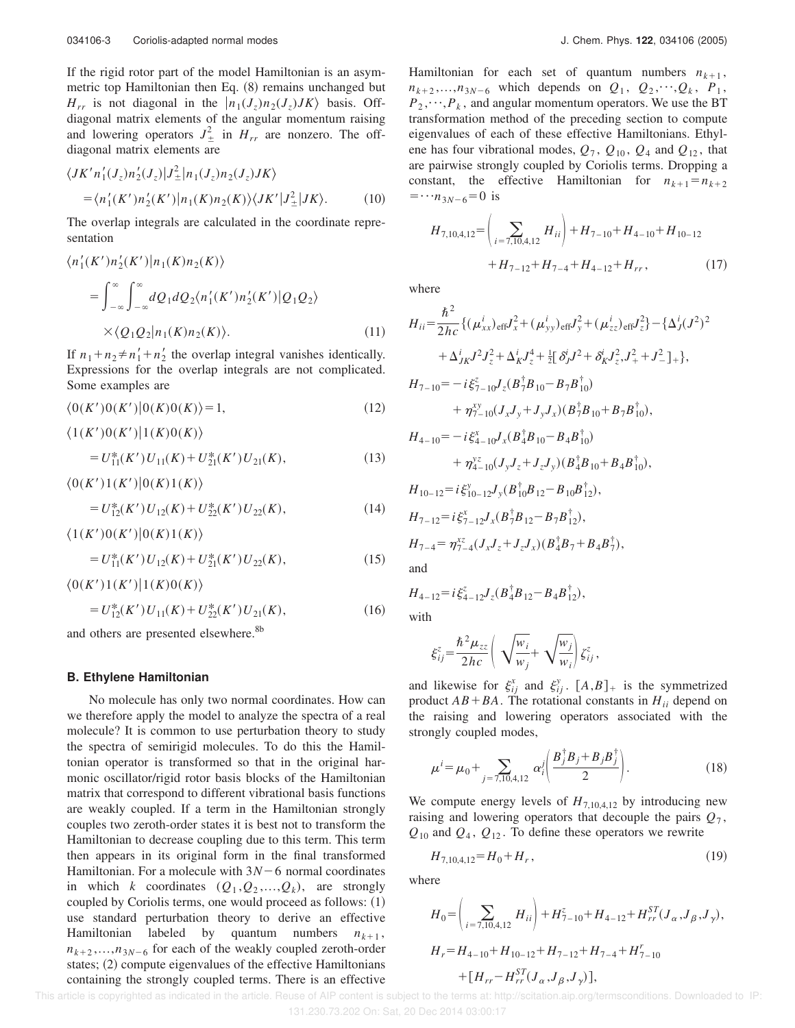If the rigid rotor part of the model Hamiltonian is an asymmetric top Hamiltonian then Eq. (8) remains unchanged but $H_{rr}$ is not diagonal in the $|n_1(J_z)n_2(J_z)JK\rangle$ basis. Off-diagonal matrix elements of the angular momentum raising and lowering operators $J_{\pm}^2$ in $H_{rr}$ are nonzero. The off-diagonal matrix elements are

$$\langle JK' n_1'(J_z) n_2'(J_z) | J_{\pm}^2 | n_1(J_z) n_2(J_z) JK\rangle = \langle n_1'(K') n_2'(K') | n_1(K) n_2(K)\rangle \langle JK' | J_{\pm}^2 | JK\rangle. \tag{10}$$

The overlap integrals are calculated in the coordinate representation

$$\langle n_1'(K') n_2'(K') | n_1(K) n_2(K)\rangle = \int_{-\infty}^{\infty}\int_{-\infty}^{\infty} dQ_1 dQ_2 \langle n_1'(K') n_2'(K') | Q_1 Q_2\rangle \times \langle Q_1 Q_2 | n_1(K) n_2(K)\rangle. \tag{11}$$

If $n_1+n_2 \neq n_1'+n_2'$ the overlap integral vanishes identically. Expressions for the overlap integrals are not complicated. Some examples are

$$\langle 0(K')0(K') | 0(K)0(K)\rangle = 1, \tag{12}$$

$$\langle 1(K')0(K') | 1(K)0(K)\rangle = U_{11}^*(K')U_{11}(K) + U_{21}^*(K')U_{21}(K), \tag{13}$$

$$\langle 0(K')1(K') | 0(K)1(K)\rangle = U_{12}^*(K')U_{12}(K) + U_{22}^*(K')U_{22}(K), \tag{14}$$

$$\langle 1(K')0(K') | 0(K)1(K)\rangle = U_{11}^*(K')U_{12}(K) + U_{21}^*(K')U_{22}(K), \tag{15}$$

$$\langle 0(K')1(K') | 1(K)0(K)\rangle = U_{12}^*(K')U_{11}(K) + U_{22}^*(K')U_{21}(K), \tag{16}$$

and others are presented elsewhere.[8b]

### B. Ethylene Hamiltonian

No molecule has only two normal coordinates. How can we therefore apply the model to analyze the spectra of a real molecule? It is common to use perturbation theory to study the spectra of semirigid molecules. To do this the Hamiltonian operator is transformed so that in the original harmonic oscillator/rigid rotor basis blocks of the Hamiltonian matrix that correspond to different vibrational basis functions are weakly coupled. If a term in the Hamiltonian strongly couples two zeroth-order states it is best not to transform the Hamiltonian to decrease coupling due to this term. This term then appears in its original form in the final transformed Hamiltonian. For a molecule with $3N-6$ normal coordinates in which $k$ coordinates $(Q_1, Q_2, \ldots, Q_k)$, are strongly coupled by Coriolis terms, one would proceed as follows: (1) use standard perturbation theory to derive an effective Hamiltonian labeled by quantum numbers $n_{k+1}$, $n_{k+2}, \ldots, n_{3N-6}$ for each of the weakly coupled zeroth-order states; (2) compute eigenvalues of the effective Hamiltonians containing the strongly coupled terms. There is an effective Hamiltonian for each set of quantum numbers $n_{k+1}$, $n_{k+2}, \ldots, n_{3N-6}$ which depends on $Q_1, Q_2, \cdots, Q_k$, $P_1, P_2, \cdots, P_k$, and angular momentum operators. We use the BT transformation method of the preceding section to compute eigenvalues of each of these effective Hamiltonians. Ethylene has four vibrational modes, $Q_7$, $Q_{10}$, $Q_4$ and $Q_{12}$, that are pairwise strongly coupled by Coriolis terms. Dropping a constant, the effective Hamiltonian for $n_{k+1} = n_{k+2} = \cdots n_{3N-6} = 0$ is

$$H_{7,10,4,12} = \left(\sum_{i=7,10,4,12} H_{ii}\right) + H_{7-10} + H_{4-10} + H_{10-12} + H_{7-12} + H_{7-4} + H_{4-12} + H_{rr}, \tag{17}$$

where

$$H_{ii} = \frac{\hbar^2}{2hc}\{(\mu_{xx}^i)_{\rm eff}J_x^2 + (\mu_{yy}^i)_{\rm eff}J_y^2 + (\mu_{zz}^i)_{\rm eff}J_z^2\} - \{\Delta_J^i (J^2)^2 + \Delta_{JK}^i J^2 J_z^2 + \Delta_K^i J_z^4 + \tfrac{1}{2}[\delta_J^i J^2 + \delta_K^i J_z^2, J_+^2 + J_-^2]_+\},$$

$$H_{7-10} = -i\xi_{7-10}^z J_z (B_7^\dagger B_{10} - B_7 B_{10}^\dagger) + \eta_{7-10}^{xy}(J_xJ_y + J_yJ_x)(B_7^\dagger B_{10} + B_7 B_{10}^\dagger),$$

$$H_{4-10} = -i\xi_{4-10}^x J_x (B_4^\dagger B_{10} - B_4 B_{10}^\dagger) + \eta_{4-10}^{yz}(J_yJ_z + J_zJ_y)(B_4^\dagger B_{10} + B_4 B_{10}^\dagger),$$

$$H_{10-12} = i\xi_{10-12}^y J_y (B_{10}^\dagger B_{12} - B_{10} B_{12}^\dagger),$$

$$H_{7-12} = i\xi_{7-12}^x J_x (B_7^\dagger B_{12} - B_7 B_{12}^\dagger),$$

$$H_{7-4} = \eta_{7-4}^{xz}(J_xJ_z + J_zJ_x)(B_4^\dagger B_7 + B_4 B_7^\dagger),$$

and

$$H_{4-12} = i\xi_{4-12}^z J_z (B_4^\dagger B_{12} - B_4 B_{12}^\dagger),$$

with

$$\xi_{ij}^z = \frac{\hbar^2 \mu_{zz}}{2hc}\left(\sqrt{\frac{w_i}{w_j}} + \sqrt{\frac{w_j}{w_i}}\right)\zeta_{ij}^z,$$

and likewise for $\xi_{ij}^x$ and $\xi_{ij}^y$. $[A,B]_+$ is the symmetrized product $AB+BA$. The rotational constants in $H_{ii}$ depend on the raising and lowering operators associated with the strongly coupled modes,

$$\mu^i = \mu_0 + \sum_{j=7,10,4,12} \alpha_i^j \left(\frac{B_j^\dagger B_j + B_j B_j^\dagger}{2}\right). \tag{18}$$

We compute energy levels of $H_{7,10,4,12}$ by introducing new raising and lowering operators that decouple the pairs $Q_7$, $Q_{10}$ and $Q_4$, $Q_{12}$. To define these operators we rewrite

$$H_{7,10,4,12} = H_0 + H_r, \tag{19}$$

where

$$H_0 = \left(\sum_{i=7,10,4,12} H_{ii}\right) + H_{7-10}^z + H_{4-12} + H_{rr}^{ST}(J_\alpha, J_\beta, J_\gamma),$$

$$H_r = H_{4-10} + H_{10-12} + H_{7-12} + H_{7-4} + H_{7-10}^r + [H_{rr} - H_{rr}^{ST}(J_\alpha, J_\beta, J_\gamma)],$$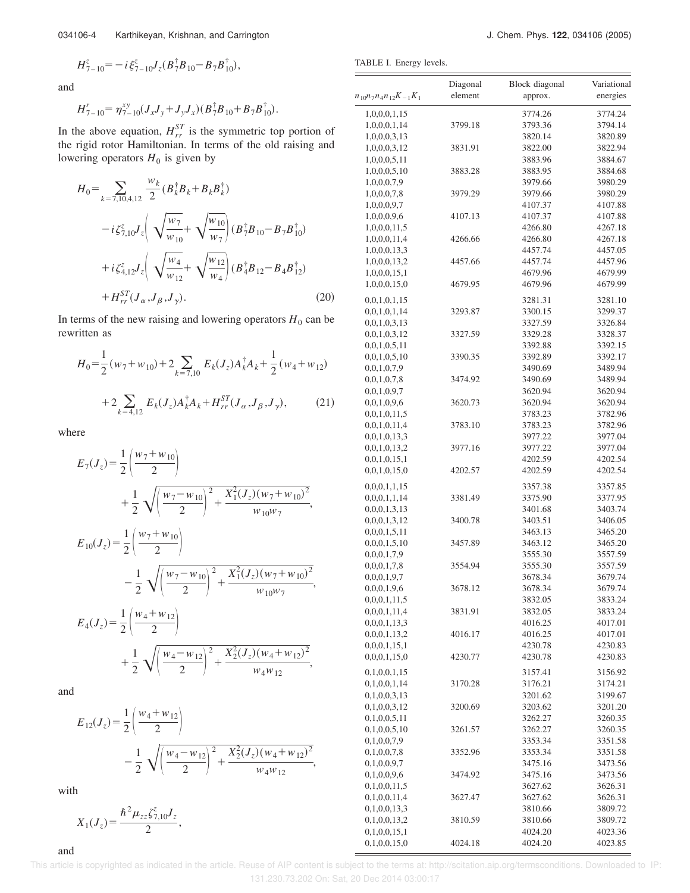$$H^z_{7-10} = -i\xi^z_{7-10} J_z (B^\dagger_7 B_{10} - B_7 B^\dagger_{10}),$$

and

$$H^r_{7-10} = \eta^{xy}_{7-10} (J_x J_y + J_y J_x)(B^\dagger_7 B_{10} + B_7 B^\dagger_{10}).$$

In the above equation, $H^{ST}_{rr}$ is the symmetric top portion of the rigid rotor Hamiltonian. In terms of the old raising and lowering operators $H_0$ is given by

$$\begin{aligned} H_0 = & \sum_{k=7,10,4,12} \frac{w_k}{2} (B^\dagger_k B_k + B_k B^\dagger_k) \\ & - i\zeta^z_{7,10} J_z \left( \sqrt{\frac{w_7}{w_{10}}} + \sqrt{\frac{w_{10}}{w_7}} \right) (B^\dagger_7 B_{10} - B_7 B^\dagger_{10}) \\ & + i\zeta^z_{4,12} J_z \left( \sqrt{\frac{w_4}{w_{12}}} + \sqrt{\frac{w_{12}}{w_4}} \right) (B^\dagger_4 B_{12} - B_4 B^\dagger_{12}) \\ & + H^{ST}_{rr}(J_\alpha, J_\beta, J_\gamma). \end{aligned} \tag{20}$$

In terms of the new raising and lowering operators $H_0$ can be rewritten as

$$\begin{aligned} H_0 = & \frac{1}{2}(w_7 + w_{10}) + 2 \sum_{k=7,10} E_k(J_z) A^\dagger_k A_k + \frac{1}{2}(w_4 + w_{12}) \\ & + 2 \sum_{k=4,12} E_k(J_z) A^\dagger_k A_k + H^{ST}_{rr}(J_\alpha, J_\beta, J_\gamma), \end{aligned} \tag{21}$$

where

$$E_7(J_z) = \frac{1}{2}\left(\frac{w_7 + w_{10}}{2}\right) + \frac{1}{2}\sqrt{\left(\frac{w_7 - w_{10}}{2}\right)^2 + \frac{X_1^2(J_z)(w_7 + w_{10})^2}{w_{10} w_7}},$$

$$E_{10}(J_z) = \frac{1}{2}\left(\frac{w_7 + w_{10}}{2}\right) - \frac{1}{2}\sqrt{\left(\frac{w_7 - w_{10}}{2}\right)^2 + \frac{X_1^2(J_z)(w_7 + w_{10})^2}{w_{10} w_7}},$$

$$E_4(J_z) = \frac{1}{2}\left(\frac{w_4 + w_{12}}{2}\right) + \frac{1}{2}\sqrt{\left(\frac{w_4 - w_{12}}{2}\right)^2 + \frac{X_2^2(J_z)(w_4 + w_{12})^2}{w_4 w_{12}}},$$

and

$$E_{12}(J_z) = \frac{1}{2}\left(\frac{w_4 + w_{12}}{2}\right) - \frac{1}{2}\sqrt{\left(\frac{w_4 - w_{12}}{2}\right)^2 + \frac{X_2^2(J_z)(w_4 + w_{12})^2}{w_4 w_{12}}},$$

with

$$X_1(J_z) = \frac{\hbar^2 \mu_{zz} \zeta^z_{7,10} J_z}{2},$$

and

TABLE I. Energy levels.

| $n_{10}n_7n_4n_{12}K_{-1}K_1$ | Diagonal element | Block diagonal approx. | Variational energies |
|---|---|---|---|
| 1,0,0,0,1,15 | | 3774.26 | 3774.24 |
| 1,0,0,0,1,14 | 3799.18 | 3793.36 | 3794.14 |
| 1,0,0,0,3,13 | | 3820.14 | 3820.89 |
| 1,0,0,0,3,12 | 3831.91 | 3822.00 | 3822.94 |
| 1,0,0,0,5,11 | | 3883.96 | 3884.67 |
| 1,0,0,0,5,10 | 3883.28 | 3883.95 | 3884.68 |
| 1,0,0,0,7,9 | | 3979.66 | 3980.29 |
| 1,0,0,0,7,8 | 3979.29 | 3979.66 | 3980.29 |
| 1,0,0,0,9,7 | | 4107.37 | 4107.88 |
| 1,0,0,0,9,6 | 4107.13 | 4107.37 | 4107.88 |
| 1,0,0,0,11,5 | | 4266.80 | 4267.18 |
| 1,0,0,0,11,4 | 4266.66 | 4266.80 | 4267.18 |
| 1,0,0,0,13,3 | | 4457.74 | 4457.05 |
| 1,0,0,0,13,2 | 4457.66 | 4457.74 | 4457.96 |
| 1,0,0,0,15,1 | | 4679.96 | 4679.99 |
| 1,0,0,0,15,0 | 4679.95 | 4679.96 | 4679.99 |
| 0,0,1,0,1,15 | | 3281.31 | 3281.10 |
| 0,0,1,0,1,14 | 3293.87 | 3300.15 | 3299.37 |
| 0,0,1,0,3,13 | | 3327.59 | 3326.84 |
| 0,0,1,0,3,12 | 3327.59 | 3329.28 | 3328.37 |
| 0,0,1,0,5,11 | | 3392.88 | 3392.15 |
| 0,0,1,0,5,10 | 3390.35 | 3392.89 | 3392.17 |
| 0,0,1,0,7,9 | | 3490.69 | 3489.94 |
| 0,0,1,0,7,8 | 3474.92 | 3490.69 | 3489.94 |
| 0,0,1,0,9,7 | | 3620.94 | 3620.94 |
| 0,0,1,0,9,6 | 3620.73 | 3620.94 | 3620.94 |
| 0,0,1,0,11,5 | | 3783.23 | 3782.96 |
| 0,0,1,0,11,4 | 3783.10 | 3783.23 | 3782.96 |
| 0,0,1,0,13,3 | | 3977.22 | 3977.04 |
| 0,0,1,0,13,2 | 3977.16 | 3977.22 | 3977.04 |
| 0,0,1,0,15,1 | | 4202.59 | 4202.54 |
| 0,0,1,0,15,0 | 4202.57 | 4202.59 | 4202.54 |
| 0,0,0,1,1,15 | | 3357.38 | 3357.85 |
| 0,0,0,1,1,14 | 3381.49 | 3375.90 | 3377.95 |
| 0,0,0,1,3,13 | | 3401.68 | 3403.74 |
| 0,0,0,1,3,12 | 3400.78 | 3403.51 | 3406.05 |
| 0,0,0,1,5,11 | | 3463.13 | 3465.20 |
| 0,0,0,1,5,10 | 3457.89 | 3463.12 | 3465.20 |
| 0,0,0,1,7,9 | | 3555.30 | 3557.59 |
| 0,0,0,1,7,8 | 3554.94 | 3555.30 | 3557.59 |
| 0,0,0,1,9,7 | | 3678.34 | 3679.74 |
| 0,0,0,1,9,6 | 3678.12 | 3678.34 | 3679.74 |
| 0,0,0,1,11,5 | | 3832.05 | 3833.24 |
| 0,0,0,1,11,4 | 3831.91 | 3832.05 | 3833.24 |
| 0,0,0,1,13,3 | | 4016.25 | 4017.01 |
| 0,0,0,1,13,2 | 4016.17 | 4016.25 | 4017.01 |
| 0,0,0,1,15,1 | | 4230.78 | 4230.83 |
| 0,0,0,1,15,0 | 4230.77 | 4230.78 | 4230.83 |
| 0,1,0,0,1,15 | | 3157.41 | 3156.92 |
| 0,1,0,0,1,14 | 3170.28 | 3176.21 | 3174.21 |
| 0,1,0,0,3,13 | | 3201.62 | 3199.67 |
| 0,1,0,0,3,12 | 3200.69 | 3203.62 | 3201.20 |
| 0,1,0,0,5,11 | | 3262.27 | 3260.35 |
| 0,1,0,0,5,10 | 3261.57 | 3262.27 | 3260.35 |
| 0,1,0,0,7,9 | | 3353.34 | 3351.58 |
| 0,1,0,0,7,8 | 3352.96 | 3353.34 | 3351.58 |
| 0,1,0,0,9,7 | | 3475.16 | 3473.56 |
| 0,1,0,0,9,6 | 3474.92 | 3475.16 | 3473.56 |
| 0,1,0,0,11,5 | | 3627.62 | 3626.31 |
| 0,1,0,0,11,4 | 3627.47 | 3627.62 | 3626.31 |
| 0,1,0,0,13,3 | | 3810.66 | 3809.72 |
| 0,1,0,0,13,2 | 3810.59 | 3810.66 | 3809.72 |
| 0,1,0,0,15,1 | | 4024.20 | 4023.36 |
| 0,1,0,0,15,0 | 4024.18 | 4024.20 | 4023.85 |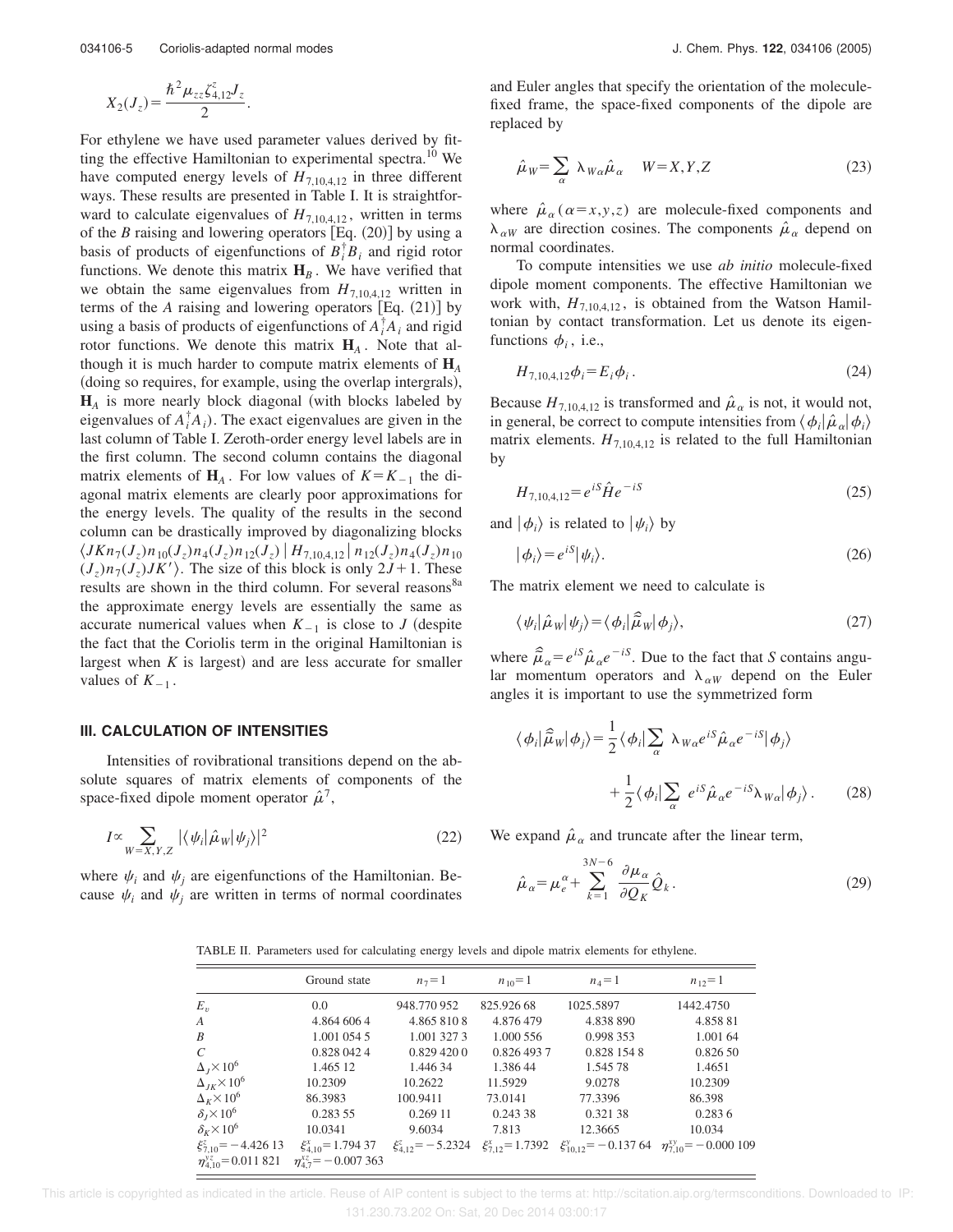$$X_2(J_z)=\frac{\hbar^2\mu_{zz}\zeta^z_{4,12}J_z}{2}.$$

For ethylene we have used parameter values derived by fitting the effective Hamiltonian to experimental spectra.[10] We have computed energy levels of $H_{7,10,4,12}$ in three different ways. These results are presented in Table I. It is straightforward to calculate eigenvalues of $H_{7,10,4,12}$, written in terms of the $B$ raising and lowering operators [Eq. (20)] by using a basis of products of eigenfunctions of $B_i^\dagger B_i$ and rigid rotor functions. We denote this matrix $\mathbf{H}_B$. We have verified that we obtain the same eigenvalues from $H_{7,10,4,12}$ written in terms of the $A$ raising and lowering operators [Eq. (21)] by using a basis of products of eigenfunctions of $A_i^\dagger A_i$ and rigid rotor functions. We denote this matrix $\mathbf{H}_A$. Note that although it is much harder to compute matrix elements of $\mathbf{H}_A$ (doing so requires, for example, using the overlap intergrals), $\mathbf{H}_A$ is more nearly block diagonal (with blocks labeled by eigenvalues of $A_i^\dagger A_i$). The exact eigenvalues are given in the last column of Table I. Zeroth-order energy level labels are in the first column. The second column contains the diagonal matrix elements of $\mathbf{H}_A$. For low values of $K=K_{-1}$ the diagonal matrix elements are clearly poor approximations for the energy levels. The quality of the results in the second column can be drastically improved by diagonalizing blocks $\langle JKn_7(J_z)n_{10}(J_z)n_4(J_z)n_{12}(J_z)\,|\,H_{7,10,4,12}\,|\,n_{12}(J_z)n_4(J_z)n_{10}(J_z)n_7(J_z)JK'\rangle$. The size of this block is only $2J+1$. These results are shown in the third column. For several reasons[8a] the approximate energy levels are essentially the same as accurate numerical values when $K_{-1}$ is close to $J$ (despite the fact that the Coriolis term in the original Hamiltonian is largest when $K$ is largest) and are less accurate for smaller values of $K_{-1}$.

### III. CALCULATION OF INTENSITIES

Intensities of rovibrational transitions depend on the absolute squares of matrix elements of components of the space-fixed dipole moment operator $\hat{\mu}$[7],

$$I\propto\sum_{W=X,Y,Z}|\langle\psi_i|\hat{\mu}_W|\psi_j\rangle|^2 \tag{22}$$

where $\psi_i$ and $\psi_j$ are eigenfunctions of the Hamiltonian. Because $\psi_i$ and $\psi_j$ are written in terms of normal coordinates and Euler angles that specify the orientation of the molecule-fixed frame, the space-fixed components of the dipole are replaced by

$$\hat{\mu}_W=\sum_\alpha\lambda_{W\alpha}\hat{\mu}_\alpha \quad W=X,Y,Z \tag{23}$$

where $\hat{\mu}_\alpha$ $(\alpha=x,y,z)$ are molecule-fixed components and $\lambda_{\alpha W}$ are direction cosines. The components $\hat{\mu}_\alpha$ depend on normal coordinates.

To compute intensities we use *ab initio* molecule-fixed dipole moment components. The effective Hamiltonian we work with, $H_{7,10,4,12}$, is obtained from the Watson Hamiltonian by contact transformation. Let us denote its eigenfunctions $\phi_i$, i.e.,

$$H_{7,10,4,12}\phi_i=E_i\phi_i. \tag{24}$$

Because $H_{7,10,4,12}$ is transformed and $\hat{\mu}_\alpha$ is not, it would not, in general, be correct to compute intensities from $\langle\phi_i|\hat{\mu}_\alpha|\phi_i\rangle$ matrix elements. $H_{7,10,4,12}$ is related to the full Hamiltonian by

$$H_{7,10,4,12}=e^{iS}\hat{H}e^{-iS} \tag{25}$$

and $|\phi_i\rangle$ is related to $|\psi_i\rangle$ by

$$|\phi_i\rangle=e^{iS}|\psi_i\rangle. \tag{26}$$

The matrix element we need to calculate is

$$\langle\psi_i|\hat{\mu}_W|\psi_j\rangle=\langle\phi_i|\hat{\tilde{\mu}}_W|\phi_j\rangle, \tag{27}$$

where $\hat{\tilde{\mu}}_\alpha=e^{iS}\hat{\mu}_\alpha e^{-iS}$. Due to the fact that $S$ contains angular momentum operators and $\lambda_{\alpha W}$ depend on the Euler angles it is important to use the symmetrized form

$$\langle\phi_i|\hat{\tilde{\mu}}_W|\phi_j\rangle=\frac{1}{2}\langle\phi_i|\sum_\alpha\lambda_{W\alpha}e^{iS}\hat{\mu}_\alpha e^{-iS}|\phi_j\rangle+\frac{1}{2}\langle\phi_i|\sum_\alpha e^{iS}\hat{\mu}_\alpha e^{-iS}\lambda_{W\alpha}|\phi_j\rangle. \tag{28}$$

We expand $\hat{\mu}_\alpha$ and truncate after the linear term,

$$\hat{\mu}_\alpha=\mu_e^\alpha+\sum_{k=1}^{3N-6}\frac{\partial\mu_\alpha}{\partial Q_K}\hat{Q}_k. \tag{29}$$

TABLE II. Parameters used for calculating energy levels and dipole matrix elements for ethylene.

| | Ground state | $n_7=1$ | $n_{10}=1$ | $n_4=1$ | $n_{12}=1$ |
|---|---|---|---|---|---|
| $E_v$ | 0.0 | 948.770 952 | 825.926 68 | 1025.5897 | 1442.4750 |
| $A$ | 4.864 606 4 | 4.865 810 8 | 4.876 479 | 4.838 890 | 4.858 81 |
| $B$ | 1.001 054 5 | 1.001 327 3 | 1.000 556 | 0.998 353 | 1.001 64 |
| $C$ | 0.828 042 4 | 0.829 420 0 | 0.826 493 7 | 0.828 154 8 | 0.826 50 |
| $\Delta_J\times10^6$ | 1.465 12 | 1.446 34 | 1.386 44 | 1.545 78 | 1.4651 |
| $\Delta_{JK}\times10^6$ | 10.2309 | 10.2622 | 11.5929 | 9.0278 | 10.2309 |
| $\Delta_K\times10^6$ | 86.3983 | 100.9411 | 73.0141 | 77.3396 | 86.398 |
| $\delta_J\times10^6$ | 0.283 55 | 0.269 11 | 0.243 38 | 0.321 38 | 0.283 6 |
| $\delta_K\times10^6$ | 10.0341 | 9.6034 | 7.813 | 12.3665 | 10.034 |
| $\xi^z_{7,10}=-4.426\,13$ | $\xi^x_{4,10}=1.794\,37$ | $\xi^z_{4,12}=-5.2324$ | $\xi^x_{7,12}=1.7392$ | $\xi^y_{10,12}=-0.137\,64$ | $\eta^{xy}_{7,10}=-0.000\,109$ |
| $\eta^{yz}_{4,10}=0.011\,821$ | $\eta^{xz}_{4,7}=-0.007\,363$ | | | | |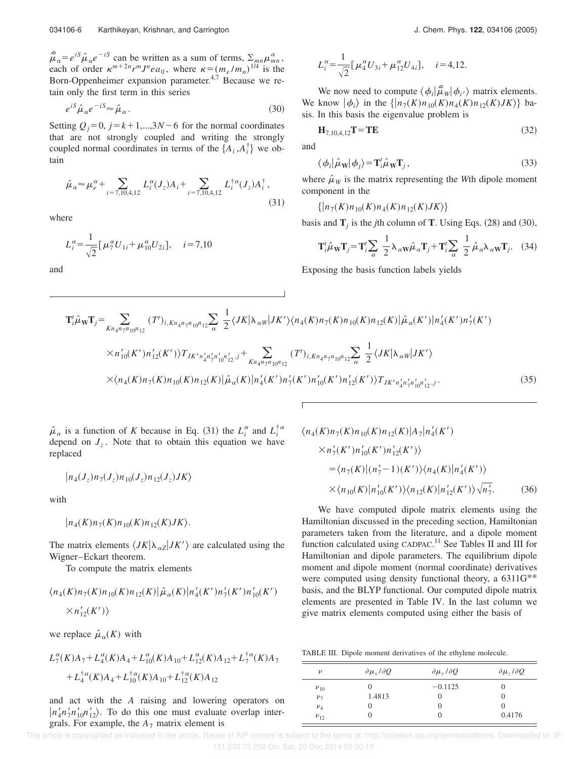$\hat{\bar{\mu}}_\alpha = e^{iS}\hat{\mu}_\alpha e^{-iS}$ can be written as a sum of terms, $\Sigma_{mn}\mu^\alpha_{mn}$, each of order $\kappa^{m+2n}r^m J^n e a_0$, where $\kappa=(m_e/m_n)^{1/4}$ is the Born-Oppenheimer expansion parameter.[4,7] Because we retain only the first term in this series

$$e^{iS}\hat{\mu}_\alpha e^{-iS} \approx \hat{\mu}_\alpha. \tag{30}$$

Setting $Q_j=0$, $j=k+1,...,3N-6$ for the normal coordinates that are not strongly coupled and writing the strongly coupled normal coordinates in terms of the $\{A_i, A_i^\dagger\}$ we obtain

$$\hat{\mu}_\alpha \approx \mu_e^\alpha + \sum_{i=7,10,4,12} L_i^\alpha(J_z)A_i + \sum_{i=7,10,4,12} L_i^{\dagger\alpha}(J_z)A_i^\dagger, \tag{31}$$

where

$$L_i^\alpha = \frac{1}{\sqrt{2}}[\mu_7^\alpha U_{1i} + \mu_{10}^\alpha U_{2i}], \quad i=7,10$$

and

$$L_i^\alpha = \frac{1}{\sqrt{2}}[\mu_4^\alpha U_{3i} + \mu_{12}^\alpha U_{4i}], \quad i=4,12.$$

We now need to compute $\langle \phi_i|\hat{\bar{\mu}}_W|\phi_{i'}\rangle$ matrix elements. We know $|\phi_i\rangle$ in the $\{|n_7(K)n_{10}(K)n_4(K)n_{12}(K)JK\rangle\}$ basis. In this basis the eigenvalue problem is

$$\mathbf{H}_{7,10,4,12}\mathbf{T} = \mathbf{T}\mathbf{E} \tag{32}$$

and

$$\langle \phi_i|\hat{\mu}_\mathbf{W}|\phi_j\rangle = \mathbf{T}_i^t\hat{\mu}_\mathbf{W}\mathbf{T}_j, \tag{33}$$

where $\hat{\mu}_W$ is the matrix representing the $W$th dipole moment component in the

$$\{|n_7(K)n_{10}(K)n_4(K)n_{12}(K)JK\rangle\}$$

basis and $\mathbf{T}_j$ is the $j$th column of $\mathbf{T}$. Using Eqs. (28) and (30),

$$\mathbf{T}_i^t\hat{\mu}_\mathbf{W}\mathbf{T}_j = \mathbf{T}_i^t\sum_\alpha \frac{1}{2}\lambda_{\alpha\mathbf{W}}\hat{\mu}_\alpha\mathbf{T}_j + \mathbf{T}_i^t\sum_\alpha \frac{1}{2}\hat{\mu}_\alpha\lambda_{\alpha\mathbf{W}}\mathbf{T}_j. \tag{34}$$

Exposing the basis function labels yields

$$\begin{aligned}
\mathbf{T}_i^t\hat{\mu}_\mathbf{W}\mathbf{T}_j = &\sum_{Kn_4n_7n_{10}n_{12}} (T^t)_{i,Kn_4n_7n_{10}n_{12}}\sum_\alpha \frac{1}{2}\langle JK|\lambda_{\alpha W}|JK'\rangle\langle n_4(K)n_7(K)n_{10}(K)n_{12}(K)|\hat{\mu}_\alpha(K')|n_4'(K')n_7'(K') \\
&\times n_{10}'(K')n_{12}'(K')\rangle T_{JK'n_4'n_7'n_{10}'n_{12}',j} + \sum_{Kn_4n_7n_{10}n_{12}} (T^t)_{i,Kn_4n_7n_{10}n_{12}}\sum_\alpha \frac{1}{2}\langle JK|\lambda_{\alpha W}|JK'\rangle \\
&\times\langle n_4(K)n_7(K)n_{10}(K)n_{12}(K)|\hat{\mu}_\alpha(K)|n_4'(K')n_7'(K')n_{10}'(K')n_{12}'(K')\rangle T_{JK'n_4'n_7'n_{10}'n_{12}',j}.
\end{aligned} \tag{35}$$

$\hat{\mu}_\alpha$ is a function of $K$ because in Eq. (31) the $L_i^\alpha$ and $L_i^{\dagger\alpha}$ depend on $J_z$. Note that to obtain this equation we have replaced

$$|n_4(J_z)n_7(J_z)n_{10}(J_z)n_{12}(J_z)JK\rangle$$

with

$$|n_4(K)n_7(K)n_{10}(K)n_{12}(K)JK\rangle.$$

The matrix elements $\langle JK|\lambda_{\alpha Z}|JK'\rangle$ are calculated using the Wigner–Eckart theorem.

To compute the matrix elements

$$\langle n_4(K)n_7(K)n_{10}(K)n_{12}(K)|\hat{\mu}_\alpha(K)|n_4'(K')n_7'(K')n_{10}'(K') \times n_{12}'(K')\rangle$$

we replace $\hat{\mu}_\alpha(K)$ with

$$L_7^\alpha(K)A_7 + L_4^\alpha(K)A_4 + L_{10}^\alpha(K)A_{10} + L_{12}^\alpha(K)A_{12} + L_7^{\dagger\alpha}(K)A_7 + L_4^{\dagger\alpha}(K)A_4 + L_{10}^{\dagger\alpha}(K)A_{10} + L_{12}^{\dagger\alpha}(K)A_{12}$$

and act with the $A$ raising and lowering operators on $|n_4'n_7'n_{10}'n_{12}'\rangle$. To do this one must evaluate overlap intergrals. For example, the $A_7$ matrix element is

$$\begin{aligned}
&\langle n_4(K)n_7(K)n_{10}(K)n_{12}(K)|A_7|n_4'(K') \\
&\quad\times n_7'(K')n_{10}'(K')n_{12}'(K')\rangle \\
&\quad= \langle n_7(K)|(n_7'-1)(K')\rangle\langle n_4(K)|n_4'(K')\rangle \\
&\quad\times\langle n_{10}(K)|n_{10}'(K')\rangle\langle n_{12}(K)|n_{12}'(K')\rangle\sqrt{n_7'}.
\end{aligned} \tag{36}$$

We have computed dipole matrix elements using the Hamiltonian discussed in the preceding section, Hamiltonian parameters taken from the literature, and a dipole moment function calculated using CADPAC.[11] See Tables II and III for Hamiltonian and dipole parameters. The equilibrium dipole moment and dipole moment (normal coordinate) derivatives were computed using density functional theory, a 6311G** basis, and the BLYP functional. Our computed dipole matrix elements are presented in Table IV. In the last column we give matrix elements computed using either the basis of

TABLE III. Dipole moment derivatives of the ethylene molecule.

| $\nu$ | $\partial\mu_x/\partial Q$ | $\partial\mu_y/\partial Q$ | $\partial\mu_z/\partial Q$ |
|---|---|---|---|
| $\nu_{10}$ | 0 | −0.1125 | 0 |
| $\nu_7$ | 1.4813 | 0 | 0 |
| $\nu_4$ | 0 | 0 | 0 |
| $\nu_{12}$ | 0 | 0 | 0.4176 |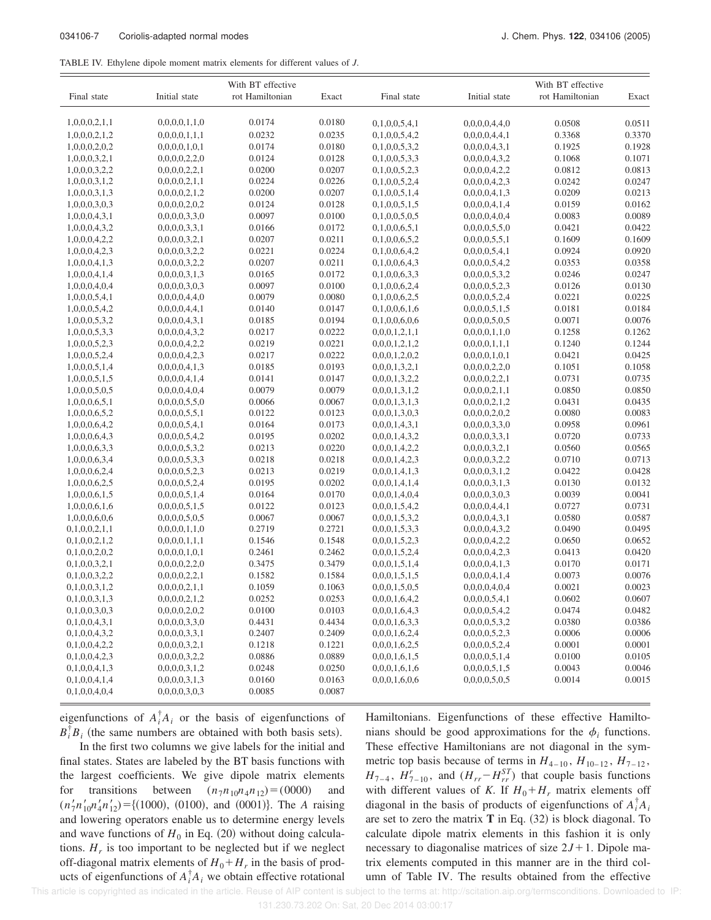TABLE IV. Ethylene dipole moment matrix elements for different values of $J$.

| Final state | Initial state | With BT effective rot Hamiltonian | Exact | Final state | Initial state | With BT effective rot Hamiltonian | Exact |
|---|---|---|---|---|---|---|---|
| 1,0,0,0,2,1,1 | 0,0,0,0,1,1,0 | 0.0174 | 0.0180 | 0,1,0,0,5,4,1 | 0,0,0,0,4,4,0 | 0.0508 | 0.0511 |
| 1,0,0,0,2,1,2 | 0,0,0,0,1,1,1 | 0.0232 | 0.0235 | 0,1,0,0,5,4,2 | 0,0,0,0,4,4,1 | 0.3368 | 0.3370 |
| 1,0,0,0,2,0,2 | 0,0,0,0,1,0,1 | 0.0174 | 0.0180 | 0,1,0,0,5,3,2 | 0,0,0,0,4,3,1 | 0.1925 | 0.1928 |
| 1,0,0,0,3,2,1 | 0,0,0,0,2,2,0 | 0.0124 | 0.0128 | 0,1,0,0,5,3,3 | 0,0,0,0,4,3,2 | 0.1068 | 0.1071 |
| 1,0,0,0,3,2,2 | 0,0,0,0,2,2,1 | 0.0200 | 0.0207 | 0,1,0,0,5,2,3 | 0,0,0,0,4,2,2 | 0.0812 | 0.0813 |
| 1,0,0,0,3,1,2 | 0,0,0,0,2,1,1 | 0.0224 | 0.0226 | 0,1,0,0,5,2,4 | 0,0,0,0,4,2,3 | 0.0242 | 0.0247 |
| 1,0,0,0,3,1,3 | 0,0,0,0,2,1,2 | 0.0200 | 0.0207 | 0,1,0,0,5,1,4 | 0,0,0,0,4,1,3 | 0.0209 | 0.0213 |
| 1,0,0,0,3,0,3 | 0,0,0,0,2,0,2 | 0.0124 | 0.0128 | 0,1,0,0,5,1,5 | 0,0,0,0,4,1,4 | 0.0159 | 0.0162 |
| 1,0,0,0,4,3,1 | 0,0,0,0,3,3,0 | 0.0097 | 0.0100 | 0,1,0,0,5,0,5 | 0,0,0,0,4,0,4 | 0.0083 | 0.0089 |
| 1,0,0,0,4,3,2 | 0,0,0,0,3,3,1 | 0.0166 | 0.0172 | 0,1,0,0,6,5,1 | 0,0,0,0,5,5,0 | 0.0421 | 0.0422 |
| 1,0,0,0,4,2,2 | 0,0,0,0,3,2,1 | 0.0207 | 0.0211 | 0,1,0,0,6,5,2 | 0,0,0,0,5,5,1 | 0.1609 | 0.1609 |
| 1,0,0,0,4,2,3 | 0,0,0,0,3,2,2 | 0.0221 | 0.0224 | 0,1,0,0,6,4,2 | 0,0,0,0,5,4,1 | 0.0924 | 0.0920 |
| 1,0,0,0,4,1,3 | 0,0,0,0,3,2,2 | 0.0207 | 0.0211 | 0,1,0,0,6,4,3 | 0,0,0,0,5,4,2 | 0.0353 | 0.0358 |
| 1,0,0,0,4,1,4 | 0,0,0,0,3,1,3 | 0.0165 | 0.0172 | 0,1,0,0,6,3,3 | 0,0,0,0,5,3,2 | 0.0246 | 0.0247 |
| 1,0,0,0,4,0,4 | 0,0,0,0,3,0,3 | 0.0097 | 0.0100 | 0,1,0,0,6,2,4 | 0,0,0,0,5,2,3 | 0.0126 | 0.0130 |
| 1,0,0,0,5,4,1 | 0,0,0,0,4,4,0 | 0.0079 | 0.0080 | 0,1,0,0,6,2,5 | 0,0,0,0,5,2,4 | 0.0221 | 0.0225 |
| 1,0,0,0,5,4,2 | 0,0,0,0,4,4,1 | 0.0140 | 0.0147 | 0,1,0,0,6,1,6 | 0,0,0,0,5,1,5 | 0.0181 | 0.0184 |
| 1,0,0,0,5,3,2 | 0,0,0,0,4,3,1 | 0.0185 | 0.0194 | 0,1,0,0,6,0,6 | 0,0,0,0,5,0,5 | 0.0071 | 0.0076 |
| 1,0,0,0,5,3,3 | 0,0,0,0,4,3,2 | 0.0217 | 0.0222 | 0,0,0,1,2,1,1 | 0,0,0,0,1,1,0 | 0.1258 | 0.1262 |
| 1,0,0,0,5,2,3 | 0,0,0,0,4,2,2 | 0.0219 | 0.0221 | 0,0,0,1,2,1,2 | 0,0,0,0,1,1,1 | 0.1240 | 0.1244 |
| 1,0,0,0,5,2,4 | 0,0,0,0,4,2,3 | 0.0217 | 0.0222 | 0,0,0,1,2,0,2 | 0,0,0,0,1,0,1 | 0.0421 | 0.0425 |
| 1,0,0,0,5,1,4 | 0,0,0,0,4,1,3 | 0.0185 | 0.0193 | 0,0,0,1,3,2,1 | 0,0,0,0,2,2,0 | 0.1051 | 0.1058 |
| 1,0,0,0,5,1,5 | 0,0,0,0,4,1,4 | 0.0141 | 0.0147 | 0,0,0,1,3,2,2 | 0,0,0,0,2,2,1 | 0.0731 | 0.0735 |
| 1,0,0,0,5,0,5 | 0,0,0,0,4,0,4 | 0.0079 | 0.0079 | 0,0,0,1,3,1,2 | 0,0,0,0,2,1,1 | 0.0850 | 0.0850 |
| 1,0,0,0,6,5,1 | 0,0,0,0,5,5,0 | 0.0066 | 0.0067 | 0,0,0,1,3,1,3 | 0,0,0,0,2,1,2 | 0.0431 | 0.0435 |
| 1,0,0,0,6,5,2 | 0,0,0,0,5,5,1 | 0.0122 | 0.0123 | 0,0,0,1,3,0,3 | 0,0,0,0,2,0,2 | 0.0080 | 0.0083 |
| 1,0,0,0,6,4,2 | 0,0,0,0,5,4,1 | 0.0164 | 0.0173 | 0,0,0,1,4,3,1 | 0,0,0,0,3,3,0 | 0.0958 | 0.0961 |
| 1,0,0,0,6,4,3 | 0,0,0,0,5,4,2 | 0.0195 | 0.0202 | 0,0,0,1,4,3,2 | 0,0,0,0,3,3,1 | 0.0720 | 0.0733 |
| 1,0,0,0,6,3,3 | 0,0,0,0,5,3,2 | 0.0213 | 0.0220 | 0,0,0,1,4,2,2 | 0,0,0,0,3,2,1 | 0.0560 | 0.0565 |
| 1,0,0,0,6,3,4 | 0,0,0,0,5,3,3 | 0.0218 | 0.0218 | 0,0,0,1,4,2,3 | 0,0,0,0,3,2,2 | 0.0710 | 0.0713 |
| 1,0,0,0,6,2,4 | 0,0,0,0,5,2,3 | 0.0213 | 0.0219 | 0,0,0,1,4,1,3 | 0,0,0,0,3,1,2 | 0.0422 | 0.0428 |
| 1,0,0,0,6,2,5 | 0,0,0,0,5,2,4 | 0.0195 | 0.0202 | 0,0,0,1,4,1,4 | 0,0,0,0,3,1,3 | 0.0130 | 0.0132 |
| 1,0,0,0,6,1,5 | 0,0,0,0,5,1,4 | 0.0164 | 0.0170 | 0,0,0,1,4,0,4 | 0,0,0,0,3,0,3 | 0.0039 | 0.0041 |
| 1,0,0,0,6,1,6 | 0,0,0,0,5,1,5 | 0.0122 | 0.0123 | 0,0,0,1,5,4,2 | 0,0,0,0,4,4,1 | 0.0727 | 0.0731 |
| 1,0,0,0,6,0,6 | 0,0,0,0,5,0,5 | 0.0067 | 0.0067 | 0,0,0,1,5,3,2 | 0,0,0,0,4,3,1 | 0.0580 | 0.0587 |
| 0,1,0,0,2,1,1 | 0,0,0,0,1,1,0 | 0.2719 | 0.2721 | 0,0,0,1,5,3,3 | 0,0,0,0,4,3,2 | 0.0490 | 0.0495 |
| 0,1,0,0,2,1,2 | 0,0,0,0,1,1,1 | 0.1546 | 0.1548 | 0,0,0,1,5,2,3 | 0,0,0,0,4,2,2 | 0.0650 | 0.0652 |
| 0,1,0,0,2,0,2 | 0,0,0,0,1,0,1 | 0.2461 | 0.2462 | 0,0,0,1,5,2,4 | 0,0,0,0,4,2,3 | 0.0413 | 0.0420 |
| 0,1,0,0,3,2,1 | 0,0,0,0,2,2,0 | 0.3475 | 0.3479 | 0,0,0,1,5,1,4 | 0,0,0,0,4,1,3 | 0.0170 | 0.0171 |
| 0,1,0,0,3,2,2 | 0,0,0,0,2,2,1 | 0.1582 | 0.1584 | 0,0,0,1,5,1,5 | 0,0,0,0,4,1,4 | 0.0073 | 0.0076 |
| 0,1,0,0,3,1,2 | 0,0,0,0,2,1,1 | 0.1059 | 0.1063 | 0,0,0,1,5,0,5 | 0,0,0,0,4,0,4 | 0.0021 | 0.0023 |
| 0,1,0,0,3,1,3 | 0,0,0,0,2,1,2 | 0.0252 | 0.0253 | 0,0,0,1,6,4,2 | 0,0,0,0,5,4,1 | 0.0602 | 0.0607 |
| 0,1,0,0,3,0,3 | 0,0,0,0,2,0,2 | 0.0100 | 0.0103 | 0,0,0,1,6,4,3 | 0,0,0,0,5,4,2 | 0.0474 | 0.0482 |
| 0,1,0,0,4,3,1 | 0,0,0,0,3,3,0 | 0.4431 | 0.4434 | 0,0,0,1,6,3,3 | 0,0,0,0,5,3,2 | 0.0380 | 0.0386 |
| 0,1,0,0,4,3,2 | 0,0,0,0,3,3,1 | 0.2407 | 0.2409 | 0,0,0,1,6,2,4 | 0,0,0,0,5,2,3 | 0.0006 | 0.0006 |
| 0,1,0,0,4,2,2 | 0,0,0,0,3,2,1 | 0.1218 | 0.1221 | 0,0,0,1,6,2,5 | 0,0,0,0,5,2,4 | 0.0001 | 0.0001 |
| 0,1,0,0,4,2,3 | 0,0,0,0,3,2,2 | 0.0886 | 0.0889 | 0,0,0,1,6,1,5 | 0,0,0,0,5,1,4 | 0.0100 | 0.0105 |
| 0,1,0,0,4,1,3 | 0,0,0,0,3,1,2 | 0.0248 | 0.0250 | 0,0,0,1,6,1,6 | 0,0,0,0,5,1,5 | 0.0043 | 0.0046 |
| 0,1,0,0,4,1,4 | 0,0,0,0,3,1,3 | 0.0160 | 0.0163 | 0,0,0,1,6,0,6 | 0,0,0,0,5,0,5 | 0.0014 | 0.0015 |
| 0,1,0,0,4,0,4 | 0,0,0,0,3,0,3 | 0.0085 | 0.0087 | | | | |

eigenfunctions of $A_i^\dagger A_i$ or the basis of eigenfunctions of $B_i^\dagger B_i$ (the same numbers are obtained with both basis sets).

In the first two columns we give labels for the initial and final states. States are labeled by the BT basis functions with the largest coefficients. We give dipole matrix elements for transitions between $(n_7 n_{10} n_4 n_{12}) = (0000)$ and $(n_7' n_{10}' n_4' n_{12}') = \{(1000), (0100), \text{and } (0001)\}$. The $A$ raising and lowering operators enable us to determine energy levels and wave functions of $H_0$ in Eq. (20) without doing calculations. $H_r$ is too important to be neglected but if we neglect off-diagonal matrix elements of $H_0 + H_r$ in the basis of products of eigenfunctions of $A_i^\dagger A_i$ we obtain effective rotational Hamiltonians. Eigenfunctions of these effective Hamiltonians should be good approximations for the $\phi_i$ functions. These effective Hamiltonians are not diagonal in the symmetric top basis because of terms in $H_{4-10}$, $H_{10-12}$, $H_{7-12}$, $H_{7-4}$, $H_{7-10}^r$, and $(H_{rr} - H_{rr}^{ST})$ that couple basis functions with different values of $K$. If $H_0 + H_r$ matrix elements off diagonal in the basis of products of eigenfunctions of $A_i^\dagger A_i$ are set to zero the matrix $\mathbf{T}$ in Eq. (32) is block diagonal. To calculate dipole matrix elements in this fashion it is only necessary to diagonalise matrices of size $2J+1$. Dipole matrix elements computed in this manner are in the third column of Table IV. The results obtained from the effective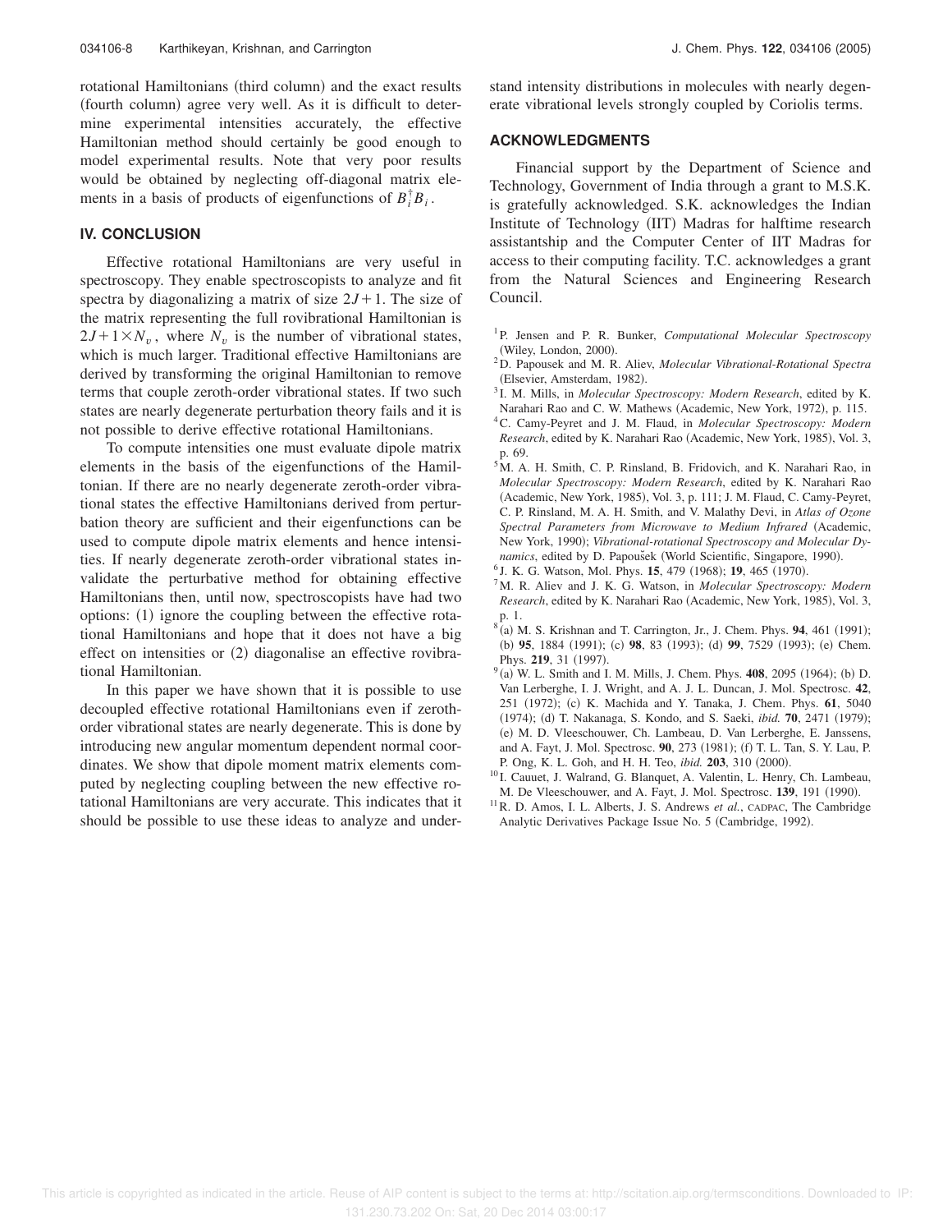rotational Hamiltonians (third column) and the exact results (fourth column) agree very well. As it is difficult to determine experimental intensities accurately, the effective Hamiltonian method should certainly be good enough to model experimental results. Note that very poor results would be obtained by neglecting off-diagonal matrix elements in a basis of products of eigenfunctions of $B_i^\dagger B_i$.

## IV. CONCLUSION

Effective rotational Hamiltonians are very useful in spectroscopy. They enable spectroscopists to analyze and fit spectra by diagonalizing a matrix of size $2J+1$. The size of the matrix representing the full rovibrational Hamiltonian is $2J+1 \times N_v$, where $N_v$ is the number of vibrational states, which is much larger. Traditional effective Hamiltonians are derived by transforming the original Hamiltonian to remove terms that couple zeroth-order vibrational states. If two such states are nearly degenerate perturbation theory fails and it is not possible to derive effective rotational Hamiltonians.

To compute intensities one must evaluate dipole matrix elements in the basis of the eigenfunctions of the Hamiltonian. If there are no nearly degenerate zeroth-order vibrational states the effective Hamiltonians derived from perturbation theory are sufficient and their eigenfunctions can be used to compute dipole matrix elements and hence intensities. If nearly degenerate zeroth-order vibrational states invalidate the perturbative method for obtaining effective Hamiltonians then, until now, spectroscopists have had two options: (1) ignore the coupling between the effective rotational Hamiltonians and hope that it does not have a big effect on intensities or (2) diagonalise an effective rovibrational Hamiltonian.

In this paper we have shown that it is possible to use decoupled effective rotational Hamiltonians even if zeroth-order vibrational states are nearly degenerate. This is done by introducing new angular momentum dependent normal coordinates. We show that dipole moment matrix elements computed by neglecting coupling between the new effective rotational Hamiltonians are very accurate. This indicates that it should be possible to use these ideas to analyze and understand intensity distributions in molecules with nearly degenerate vibrational levels strongly coupled by Coriolis terms.

## ACKNOWLEDGMENTS

Financial support by the Department of Science and Technology, Government of India through a grant to M.S.K. is gratefully acknowledged. S.K. acknowledges the Indian Institute of Technology (IIT) Madras for halftime research assistantship and the Computer Center of IIT Madras for access to their computing facility. T.C. acknowledges a grant from the Natural Sciences and Engineering Research Council.

[1] P. Jensen and P. R. Bunker, *Computational Molecular Spectroscopy* (Wiley, London, 2000).

[2] D. Papousek and M. R. Aliev, *Molecular Vibrational-Rotational Spectra* (Elsevier, Amsterdam, 1982).

[3] I. M. Mills, in *Molecular Spectroscopy: Modern Research*, edited by K. Narahari Rao and C. W. Mathews (Academic, New York, 1972), p. 115.

[4] C. Camy-Peyret and J. M. Flaud, in *Molecular Spectroscopy: Modern Research*, edited by K. Narahari Rao (Academic, New York, 1985), Vol. 3, p. 69.

[5] M. A. H. Smith, C. P. Rinsland, B. Fridovich, and K. Narahari Rao, in *Molecular Spectroscopy: Modern Research*, edited by K. Narahari Rao (Academic, New York, 1985), Vol. 3, p. 111; J. M. Flaud, C. Camy-Peyret, C. P. Rinsland, M. A. H. Smith, and V. Malathy Devi, in *Atlas of Ozone Spectral Parameters from Microwave to Medium Infrared* (Academic, New York, 1990); *Vibrational-rotational Spectroscopy and Molecular Dynamics*, edited by D. Papoušek (World Scientific, Singapore, 1990).

[6] J. K. G. Watson, Mol. Phys. **15**, 479 (1968); **19**, 465 (1970).

[7] M. R. Aliev and J. K. G. Watson, in *Molecular Spectroscopy: Modern Research*, edited by K. Narahari Rao (Academic, New York, 1985), Vol. 3, p. 1.

[8] (a) M. S. Krishnan and T. Carrington, Jr., J. Chem. Phys. **94**, 461 (1991); (b) **95**, 1884 (1991); (c) **98**, 83 (1993); (d) **99**, 7529 (1993); (e) Chem. Phys. **219**, 31 (1997).

[9] (a) W. L. Smith and I. M. Mills, J. Chem. Phys. **408**, 2095 (1964); (b) D. Van Lerberghe, I. J. Wright, and A. J. L. Duncan, J. Mol. Spectrosc. **42**, 251 (1972); (c) K. Machida and Y. Tanaka, J. Chem. Phys. **61**, 5040 (1974); (d) T. Nakanaga, S. Kondo, and S. Saeki, *ibid.* **70**, 2471 (1979); (e) M. D. Vleeschouwer, Ch. Lambeau, D. Van Lerberghe, E. Janssens, and A. Fayt, J. Mol. Spectrosc. **90**, 273 (1981); (f) T. L. Tan, S. Y. Lau, P. P. Ong, K. L. Goh, and H. H. Teo, *ibid.* **203**, 310 (2000).

[10] I. Cauuet, J. Walrand, G. Blanquet, A. Valentin, L. Henry, Ch. Lambeau, M. De Vleeschouwer, and A. Fayt, J. Mol. Spectrosc. **139**, 191 (1990).

[11] R. D. Amos, I. L. Alberts, J. S. Andrews *et al.*, CADPAC, The Cambridge Analytic Derivatives Package Issue No. 5 (Cambridge, 1992).